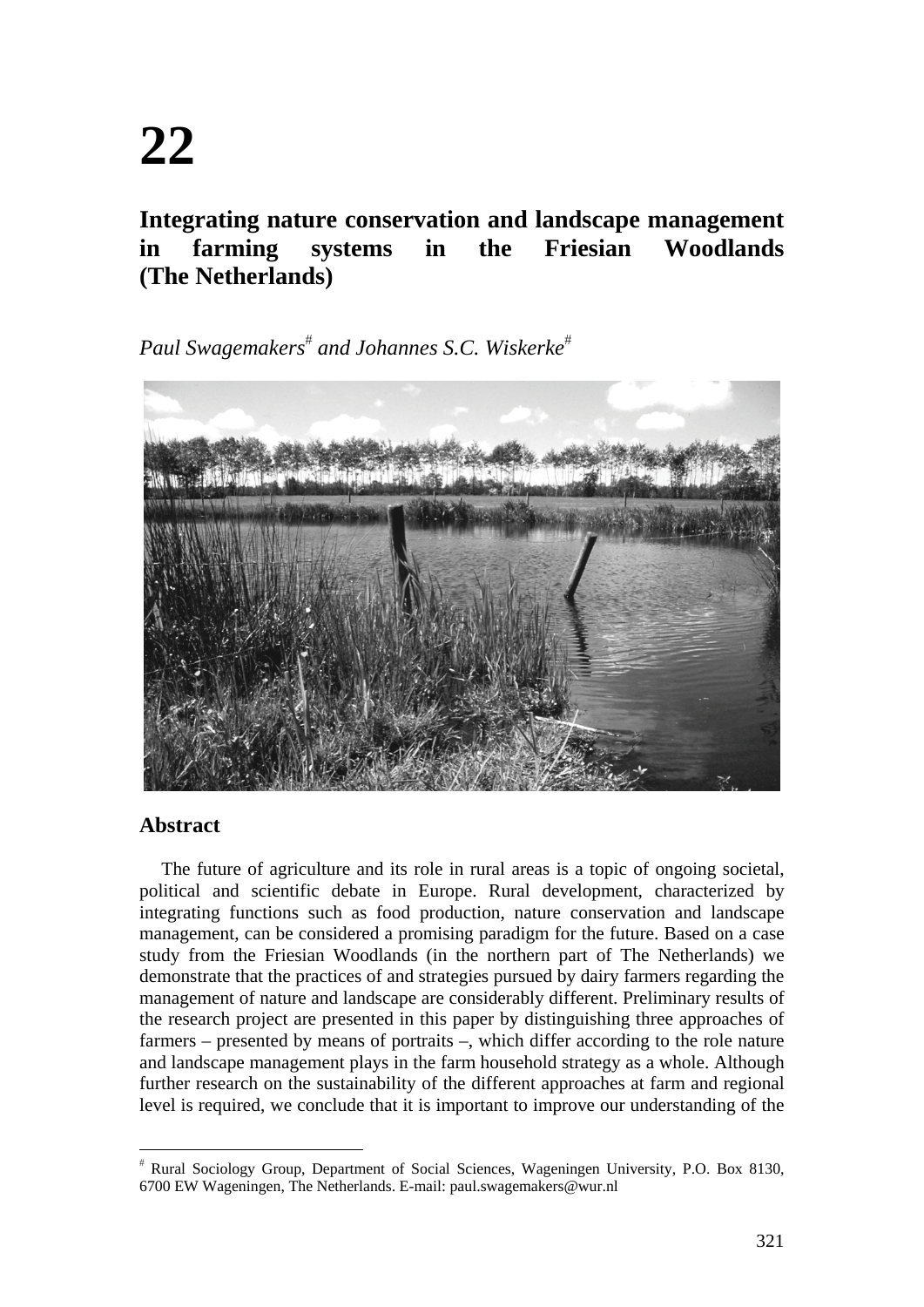# 22

## Integrating nature conservation and landscape management in farming systems in the Friesian Woodlands (The Netherlands)

*Paul Swagemakers[#] and Johannes S.C. Wiskerke[#]*

### Abstract

The future of agriculture and its role in rural areas is a topic of ongoing societal, political and scientific debate in Europe. Rural development, characterized by integrating functions such as food production, nature conservation and landscape management, can be considered a promising paradigm for the future. Based on a case study from the Friesian Woodlands (in the northern part of The Netherlands) we demonstrate that the practices of and strategies pursued by dairy farmers regarding the management of nature and landscape are considerably different. Preliminary results of the research project are presented in this paper by distinguishing three approaches of farmers – presented by means of portraits –, which differ according to the role nature and landscape management plays in the farm household strategy as a whole. Although further research on the sustainability of the different approaches at farm and regional level is required, we conclude that it is important to improve our understanding of the

---

[#] Rural Sociology Group, Department of Social Sciences, Wageningen University, P.O. Box 8130, 6700 EW Wageningen, The Netherlands. E-mail: paul.swagemakers@wur.nl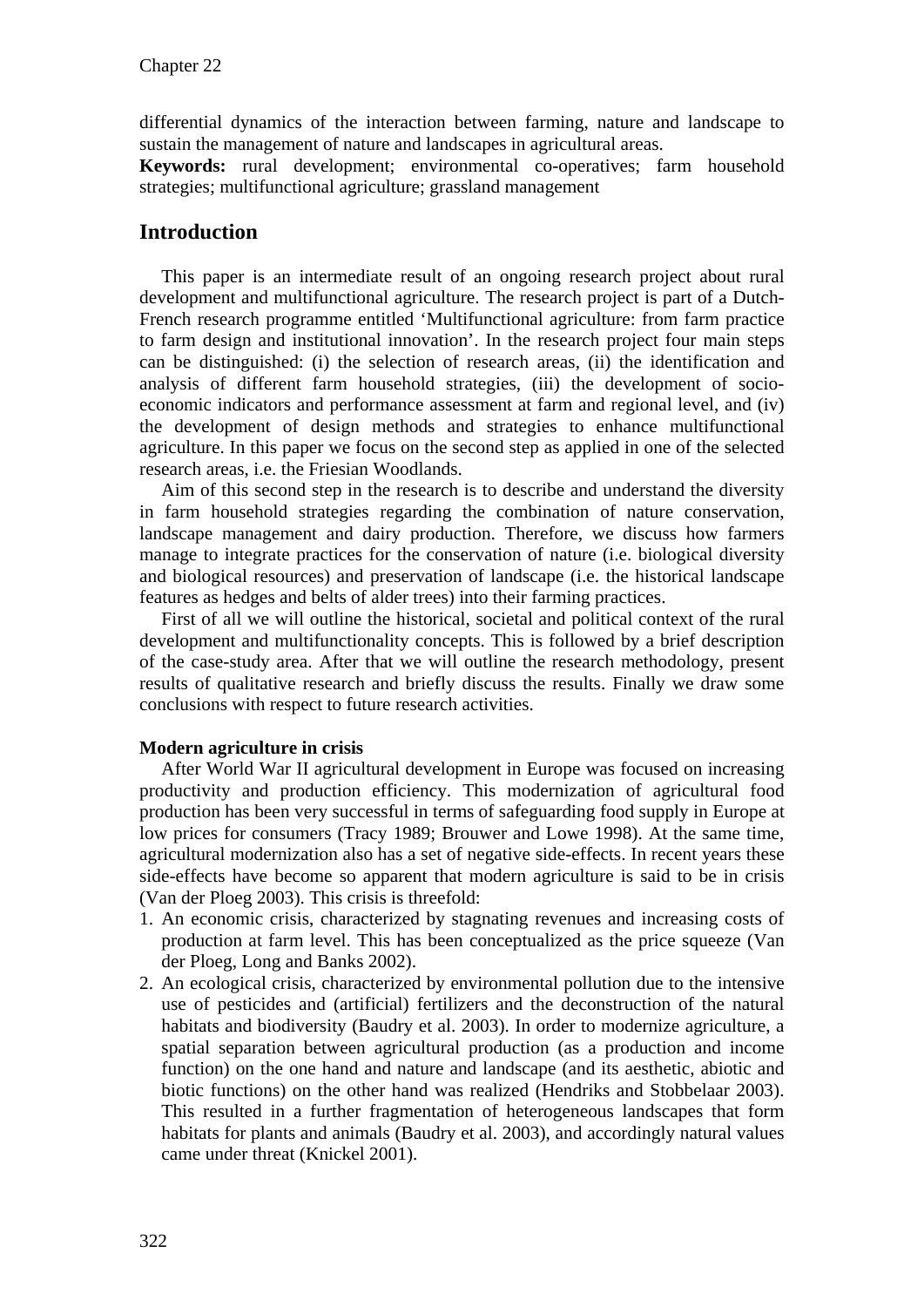differential dynamics of the interaction between farming, nature and landscape to sustain the management of nature and landscapes in agricultural areas.

**Keywords:** rural development; environmental co-operatives; farm household strategies; multifunctional agriculture; grassland management

## Introduction

This paper is an intermediate result of an ongoing research project about rural development and multifunctional agriculture. The research project is part of a Dutch-French research programme entitled 'Multifunctional agriculture: from farm practice to farm design and institutional innovation'. In the research project four main steps can be distinguished: (i) the selection of research areas, (ii) the identification and analysis of different farm household strategies, (iii) the development of socio-economic indicators and performance assessment at farm and regional level, and (iv) the development of design methods and strategies to enhance multifunctional agriculture. In this paper we focus on the second step as applied in one of the selected research areas, i.e. the Friesian Woodlands.

Aim of this second step in the research is to describe and understand the diversity in farm household strategies regarding the combination of nature conservation, landscape management and dairy production. Therefore, we discuss how farmers manage to integrate practices for the conservation of nature (i.e. biological diversity and biological resources) and preservation of landscape (i.e. the historical landscape features as hedges and belts of alder trees) into their farming practices.

First of all we will outline the historical, societal and political context of the rural development and multifunctionality concepts. This is followed by a brief description of the case-study area. After that we will outline the research methodology, present results of qualitative research and briefly discuss the results. Finally we draw some conclusions with respect to future research activities.

### Modern agriculture in crisis

After World War II agricultural development in Europe was focused on increasing productivity and production efficiency. This modernization of agricultural food production has been very successful in terms of safeguarding food supply in Europe at low prices for consumers (Tracy 1989; Brouwer and Lowe 1998). At the same time, agricultural modernization also has a set of negative side-effects. In recent years these side-effects have become so apparent that modern agriculture is said to be in crisis (Van der Ploeg 2003). This crisis is threefold:

1. An economic crisis, characterized by stagnating revenues and increasing costs of production at farm level. This has been conceptualized as the price squeeze (Van der Ploeg, Long and Banks 2002).
2. An ecological crisis, characterized by environmental pollution due to the intensive use of pesticides and (artificial) fertilizers and the deconstruction of the natural habitats and biodiversity (Baudry et al. 2003). In order to modernize agriculture, a spatial separation between agricultural production (as a production and income function) on the one hand and nature and landscape (and its aesthetic, abiotic and biotic functions) on the other hand was realized (Hendriks and Stobbelaar 2003). This resulted in a further fragmentation of heterogeneous landscapes that form habitats for plants and animals (Baudry et al. 2003), and accordingly natural values came under threat (Knickel 2001).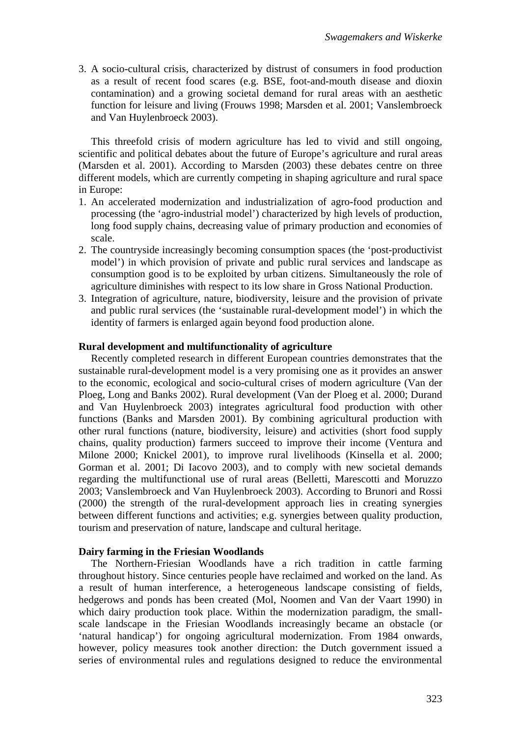3. A socio-cultural crisis, characterized by distrust of consumers in food production as a result of recent food scares (e.g. BSE, foot-and-mouth disease and dioxin contamination) and a growing societal demand for rural areas with an aesthetic function for leisure and living (Frouws 1998; Marsden et al. 2001; Vanslembroeck and Van Huylenbroeck 2003).

This threefold crisis of modern agriculture has led to vivid and still ongoing, scientific and political debates about the future of Europe's agriculture and rural areas (Marsden et al. 2001). According to Marsden (2003) these debates centre on three different models, which are currently competing in shaping agriculture and rural space in Europe:

1. An accelerated modernization and industrialization of agro-food production and processing (the 'agro-industrial model') characterized by high levels of production, long food supply chains, decreasing value of primary production and economies of scale.
2. The countryside increasingly becoming consumption spaces (the 'post-productivist model') in which provision of private and public rural services and landscape as consumption good is to be exploited by urban citizens. Simultaneously the role of agriculture diminishes with respect to its low share in Gross National Production.
3. Integration of agriculture, nature, biodiversity, leisure and the provision of private and public rural services (the 'sustainable rural-development model') in which the identity of farmers is enlarged again beyond food production alone.

**Rural development and multifunctionality of agriculture**

Recently completed research in different European countries demonstrates that the sustainable rural-development model is a very promising one as it provides an answer to the economic, ecological and socio-cultural crises of modern agriculture (Van der Ploeg, Long and Banks 2002). Rural development (Van der Ploeg et al. 2000; Durand and Van Huylenbroeck 2003) integrates agricultural food production with other functions (Banks and Marsden 2001). By combining agricultural production with other rural functions (nature, biodiversity, leisure) and activities (short food supply chains, quality production) farmers succeed to improve their income (Ventura and Milone 2000; Knickel 2001), to improve rural livelihoods (Kinsella et al. 2000; Gorman et al. 2001; Di Iacovo 2003), and to comply with new societal demands regarding the multifunctional use of rural areas (Belletti, Marescotti and Moruzzo 2003; Vanslembroeck and Van Huylenbroeck 2003). According to Brunori and Rossi (2000) the strength of the rural-development approach lies in creating synergies between different functions and activities; e.g. synergies between quality production, tourism and preservation of nature, landscape and cultural heritage.

**Dairy farming in the Friesian Woodlands**

The Northern-Friesian Woodlands have a rich tradition in cattle farming throughout history. Since centuries people have reclaimed and worked on the land. As a result of human interference, a heterogeneous landscape consisting of fields, hedgerows and ponds has been created (Mol, Noomen and Van der Vaart 1990) in which dairy production took place. Within the modernization paradigm, the small-scale landscape in the Friesian Woodlands increasingly became an obstacle (or 'natural handicap') for ongoing agricultural modernization. From 1984 onwards, however, policy measures took another direction: the Dutch government issued a series of environmental rules and regulations designed to reduce the environmental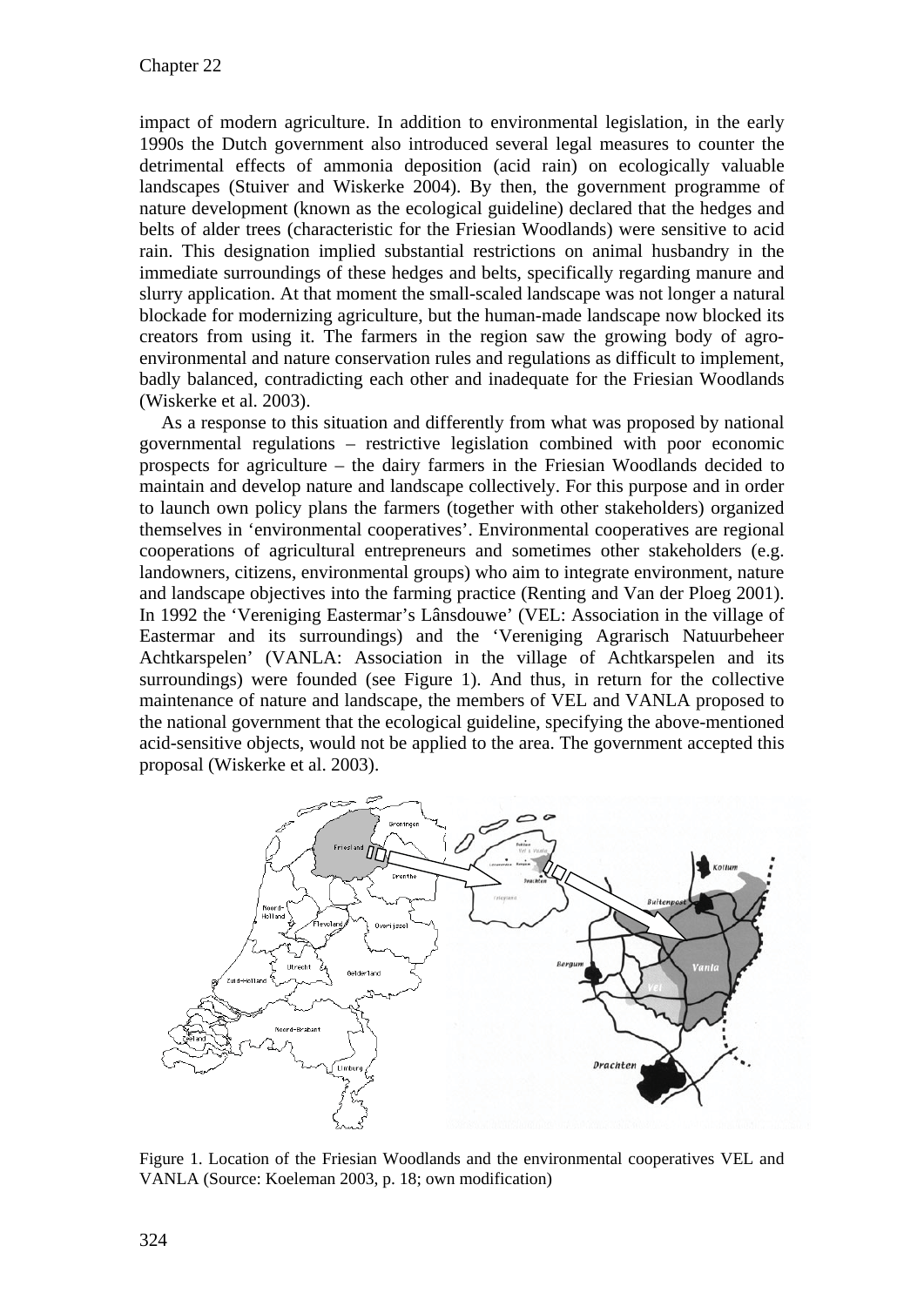impact of modern agriculture. In addition to environmental legislation, in the early 1990s the Dutch government also introduced several legal measures to counter the detrimental effects of ammonia deposition (acid rain) on ecologically valuable landscapes (Stuiver and Wiskerke 2004). By then, the government programme of nature development (known as the ecological guideline) declared that the hedges and belts of alder trees (characteristic for the Friesian Woodlands) were sensitive to acid rain. This designation implied substantial restrictions on animal husbandry in the immediate surroundings of these hedges and belts, specifically regarding manure and slurry application. At that moment the small-scaled landscape was not longer a natural blockade for modernizing agriculture, but the human-made landscape now blocked its creators from using it. The farmers in the region saw the growing body of agro-environmental and nature conservation rules and regulations as difficult to implement, badly balanced, contradicting each other and inadequate for the Friesian Woodlands (Wiskerke et al. 2003).

As a response to this situation and differently from what was proposed by national governmental regulations – restrictive legislation combined with poor economic prospects for agriculture – the dairy farmers in the Friesian Woodlands decided to maintain and develop nature and landscape collectively. For this purpose and in order to launch own policy plans the farmers (together with other stakeholders) organized themselves in 'environmental cooperatives'. Environmental cooperatives are regional cooperations of agricultural entrepreneurs and sometimes other stakeholders (e.g. landowners, citizens, environmental groups) who aim to integrate environment, nature and landscape objectives into the farming practice (Renting and Van der Ploeg 2001). In 1992 the 'Vereniging Eastermar's Lânsdouwe' (VEL: Association in the village of Eastermar and its surroundings) and the 'Vereniging Agrarisch Natuurbeheer Achtkarspelen' (VANLA: Association in the village of Achtkarspelen and its surroundings) were founded (see Figure 1). And thus, in return for the collective maintenance of nature and landscape, the members of VEL and VANLA proposed to the national government that the ecological guideline, specifying the above-mentioned acid-sensitive objects, would not be applied to the area. The government accepted this proposal (Wiskerke et al. 2003).

Figure 1. Location of the Friesian Woodlands and the environmental cooperatives VEL and VANLA (Source: Koeleman 2003, p. 18; own modification)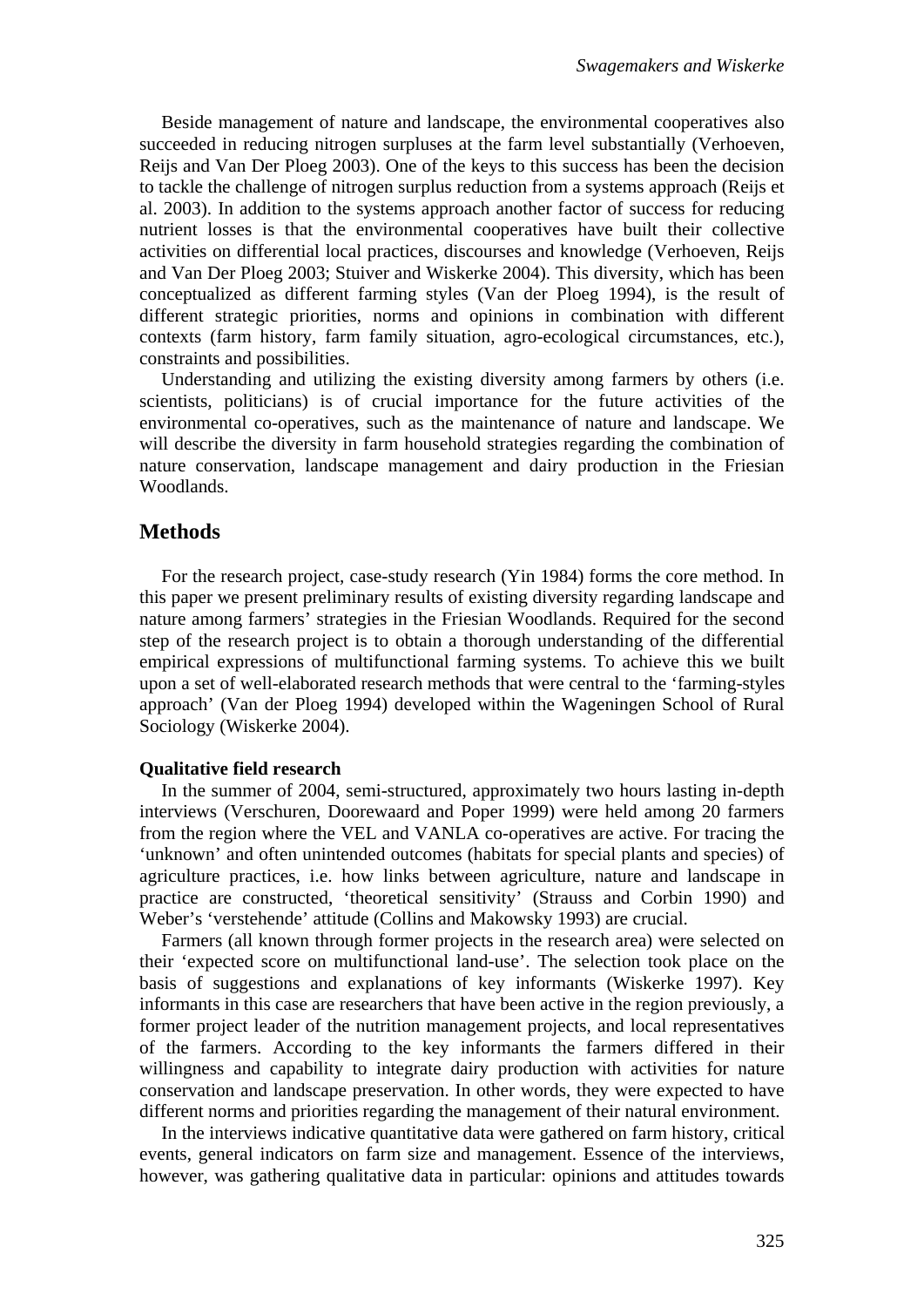Beside management of nature and landscape, the environmental cooperatives also succeeded in reducing nitrogen surpluses at the farm level substantially (Verhoeven, Reijs and Van Der Ploeg 2003). One of the keys to this success has been the decision to tackle the challenge of nitrogen surplus reduction from a systems approach (Reijs et al. 2003). In addition to the systems approach another factor of success for reducing nutrient losses is that the environmental cooperatives have built their collective activities on differential local practices, discourses and knowledge (Verhoeven, Reijs and Van Der Ploeg 2003; Stuiver and Wiskerke 2004). This diversity, which has been conceptualized as different farming styles (Van der Ploeg 1994), is the result of different strategic priorities, norms and opinions in combination with different contexts (farm history, farm family situation, agro-ecological circumstances, etc.), constraints and possibilities.

Understanding and utilizing the existing diversity among farmers by others (i.e. scientists, politicians) is of crucial importance for the future activities of the environmental co-operatives, such as the maintenance of nature and landscape. We will describe the diversity in farm household strategies regarding the combination of nature conservation, landscape management and dairy production in the Friesian Woodlands.

## Methods

For the research project, case-study research (Yin 1984) forms the core method. In this paper we present preliminary results of existing diversity regarding landscape and nature among farmers' strategies in the Friesian Woodlands. Required for the second step of the research project is to obtain a thorough understanding of the differential empirical expressions of multifunctional farming systems. To achieve this we built upon a set of well-elaborated research methods that were central to the 'farming-styles approach' (Van der Ploeg 1994) developed within the Wageningen School of Rural Sociology (Wiskerke 2004).

### Qualitative field research

In the summer of 2004, semi-structured, approximately two hours lasting in-depth interviews (Verschuren, Doorewaard and Poper 1999) were held among 20 farmers from the region where the VEL and VANLA co-operatives are active. For tracing the 'unknown' and often unintended outcomes (habitats for special plants and species) of agriculture practices, i.e. how links between agriculture, nature and landscape in practice are constructed, 'theoretical sensitivity' (Strauss and Corbin 1990) and Weber's 'verstehende' attitude (Collins and Makowsky 1993) are crucial.

Farmers (all known through former projects in the research area) were selected on their 'expected score on multifunctional land-use'. The selection took place on the basis of suggestions and explanations of key informants (Wiskerke 1997). Key informants in this case are researchers that have been active in the region previously, a former project leader of the nutrition management projects, and local representatives of the farmers. According to the key informants the farmers differed in their willingness and capability to integrate dairy production with activities for nature conservation and landscape preservation. In other words, they were expected to have different norms and priorities regarding the management of their natural environment.

In the interviews indicative quantitative data were gathered on farm history, critical events, general indicators on farm size and management. Essence of the interviews, however, was gathering qualitative data in particular: opinions and attitudes towards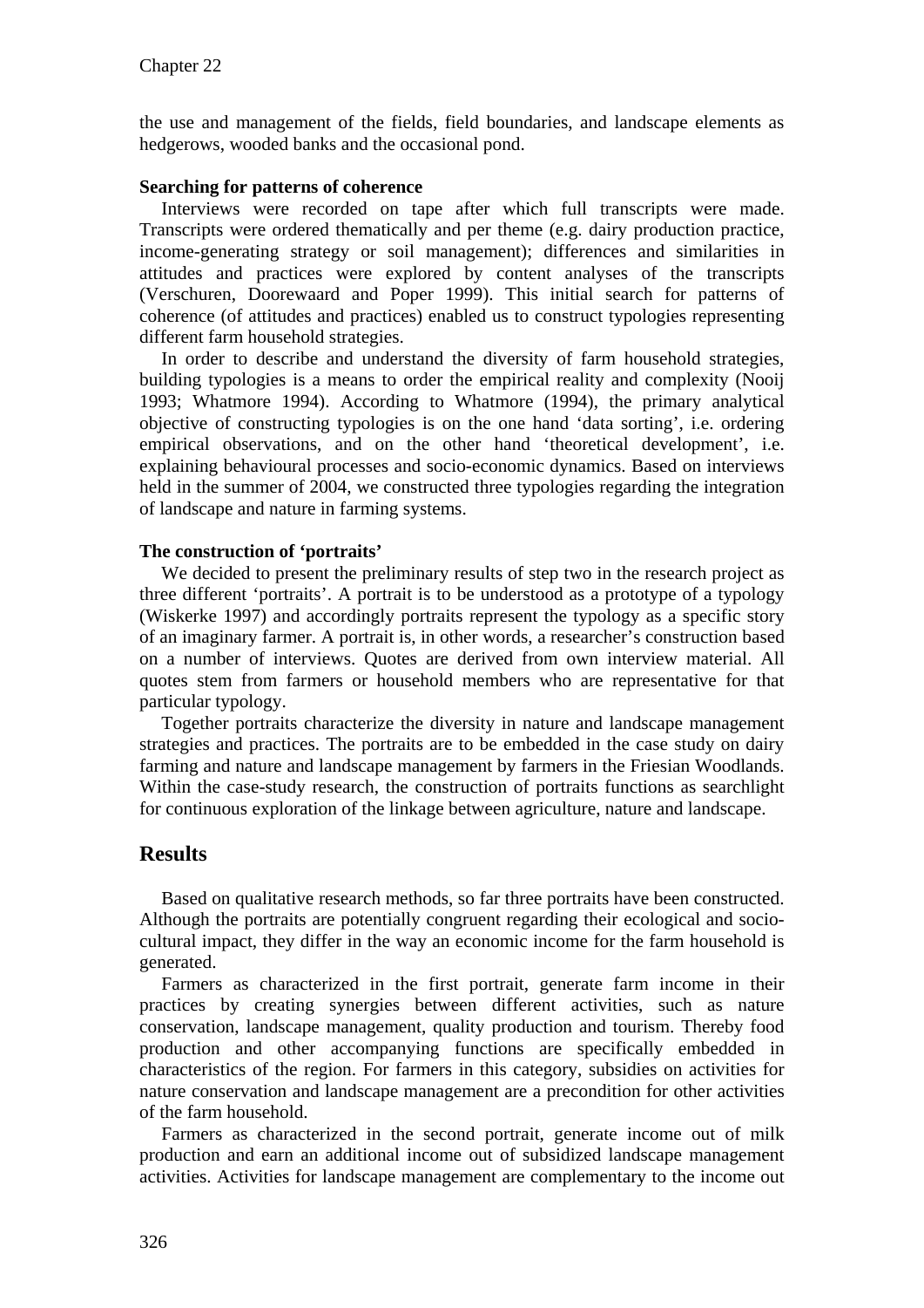the use and management of the fields, field boundaries, and landscape elements as hedgerows, wooded banks and the occasional pond.

**Searching for patterns of coherence**

Interviews were recorded on tape after which full transcripts were made. Transcripts were ordered thematically and per theme (e.g. dairy production practice, income-generating strategy or soil management); differences and similarities in attitudes and practices were explored by content analyses of the transcripts (Verschuren, Doorewaard and Poper 1999). This initial search for patterns of coherence (of attitudes and practices) enabled us to construct typologies representing different farm household strategies.

In order to describe and understand the diversity of farm household strategies, building typologies is a means to order the empirical reality and complexity (Nooij 1993; Whatmore 1994). According to Whatmore (1994), the primary analytical objective of constructing typologies is on the one hand 'data sorting', i.e. ordering empirical observations, and on the other hand 'theoretical development', i.e. explaining behavioural processes and socio-economic dynamics. Based on interviews held in the summer of 2004, we constructed three typologies regarding the integration of landscape and nature in farming systems.

**The construction of 'portraits'**

We decided to present the preliminary results of step two in the research project as three different 'portraits'. A portrait is to be understood as a prototype of a typology (Wiskerke 1997) and accordingly portraits represent the typology as a specific story of an imaginary farmer. A portrait is, in other words, a researcher's construction based on a number of interviews. Quotes are derived from own interview material. All quotes stem from farmers or household members who are representative for that particular typology.

Together portraits characterize the diversity in nature and landscape management strategies and practices. The portraits are to be embedded in the case study on dairy farming and nature and landscape management by farmers in the Friesian Woodlands. Within the case-study research, the construction of portraits functions as searchlight for continuous exploration of the linkage between agriculture, nature and landscape.

## Results

Based on qualitative research methods, so far three portraits have been constructed. Although the portraits are potentially congruent regarding their ecological and socio-cultural impact, they differ in the way an economic income for the farm household is generated.

Farmers as characterized in the first portrait, generate farm income in their practices by creating synergies between different activities, such as nature conservation, landscape management, quality production and tourism. Thereby food production and other accompanying functions are specifically embedded in characteristics of the region. For farmers in this category, subsidies on activities for nature conservation and landscape management are a precondition for other activities of the farm household.

Farmers as characterized in the second portrait, generate income out of milk production and earn an additional income out of subsidized landscape management activities. Activities for landscape management are complementary to the income out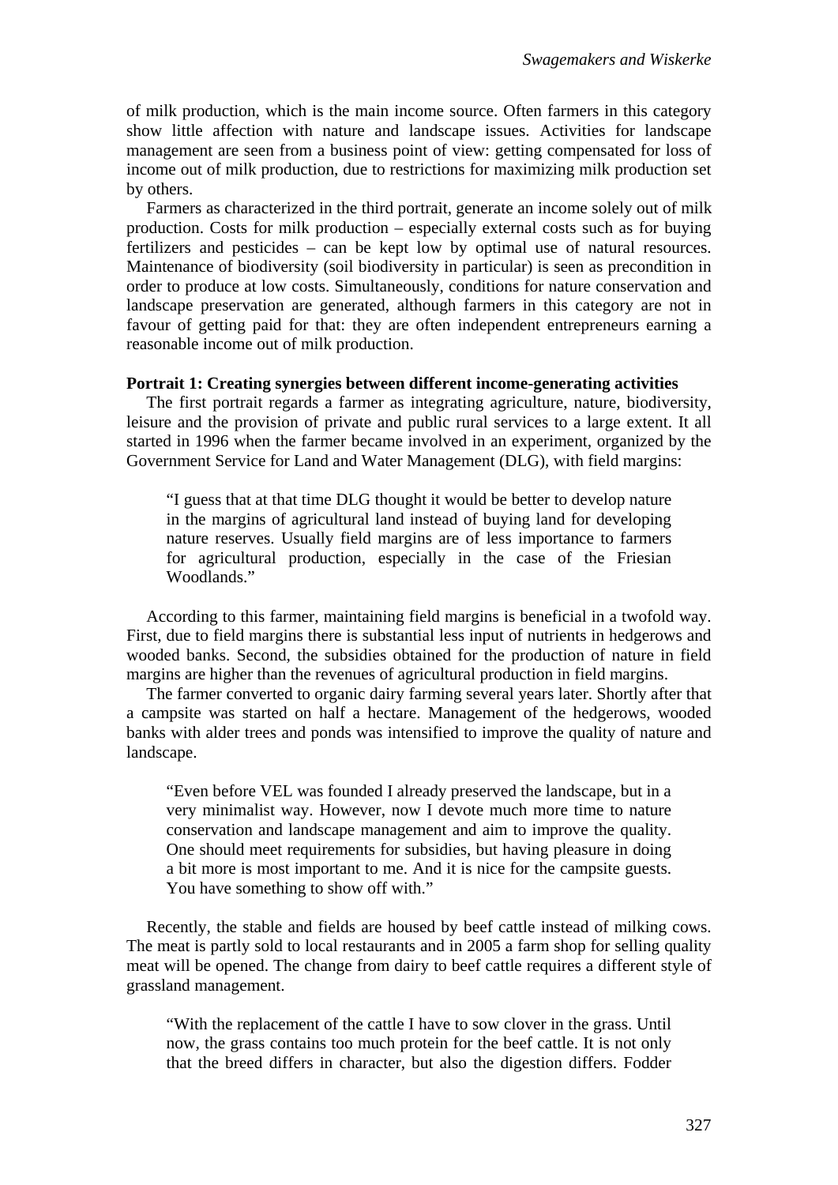of milk production, which is the main income source. Often farmers in this category show little affection with nature and landscape issues. Activities for landscape management are seen from a business point of view: getting compensated for loss of income out of milk production, due to restrictions for maximizing milk production set by others.

Farmers as characterized in the third portrait, generate an income solely out of milk production. Costs for milk production – especially external costs such as for buying fertilizers and pesticides – can be kept low by optimal use of natural resources. Maintenance of biodiversity (soil biodiversity in particular) is seen as precondition in order to produce at low costs. Simultaneously, conditions for nature conservation and landscape preservation are generated, although farmers in this category are not in favour of getting paid for that: they are often independent entrepreneurs earning a reasonable income out of milk production.

**Portrait 1: Creating synergies between different income-generating activities**

The first portrait regards a farmer as integrating agriculture, nature, biodiversity, leisure and the provision of private and public rural services to a large extent. It all started in 1996 when the farmer became involved in an experiment, organized by the Government Service for Land and Water Management (DLG), with field margins:

> "I guess that at that time DLG thought it would be better to develop nature in the margins of agricultural land instead of buying land for developing nature reserves. Usually field margins are of less importance to farmers for agricultural production, especially in the case of the Friesian Woodlands."

According to this farmer, maintaining field margins is beneficial in a twofold way. First, due to field margins there is substantial less input of nutrients in hedgerows and wooded banks. Second, the subsidies obtained for the production of nature in field margins are higher than the revenues of agricultural production in field margins.

The farmer converted to organic dairy farming several years later. Shortly after that a campsite was started on half a hectare. Management of the hedgerows, wooded banks with alder trees and ponds was intensified to improve the quality of nature and landscape.

> "Even before VEL was founded I already preserved the landscape, but in a very minimalist way. However, now I devote much more time to nature conservation and landscape management and aim to improve the quality. One should meet requirements for subsidies, but having pleasure in doing a bit more is most important to me. And it is nice for the campsite guests. You have something to show off with."

Recently, the stable and fields are housed by beef cattle instead of milking cows. The meat is partly sold to local restaurants and in 2005 a farm shop for selling quality meat will be opened. The change from dairy to beef cattle requires a different style of grassland management.

> "With the replacement of the cattle I have to sow clover in the grass. Until now, the grass contains too much protein for the beef cattle. It is not only that the breed differs in character, but also the digestion differs. Fodder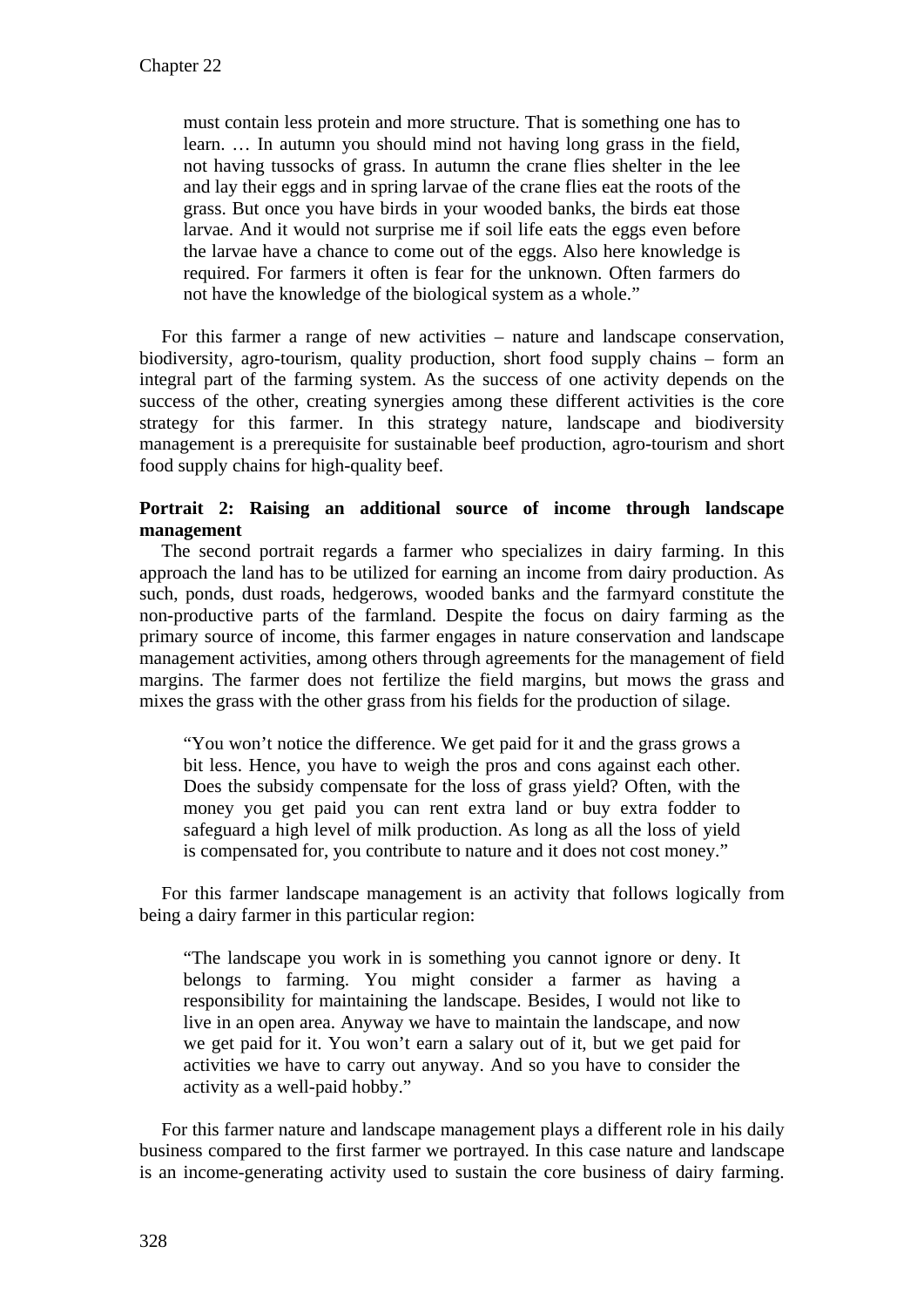must contain less protein and more structure. That is something one has to learn. … In autumn you should mind not having long grass in the field, not having tussocks of grass. In autumn the crane flies shelter in the lee and lay their eggs and in spring larvae of the crane flies eat the roots of the grass. But once you have birds in your wooded banks, the birds eat those larvae. And it would not surprise me if soil life eats the eggs even before the larvae have a chance to come out of the eggs. Also here knowledge is required. For farmers it often is fear for the unknown. Often farmers do not have the knowledge of the biological system as a whole."

For this farmer a range of new activities – nature and landscape conservation, biodiversity, agro-tourism, quality production, short food supply chains – form an integral part of the farming system. As the success of one activity depends on the success of the other, creating synergies among these different activities is the core strategy for this farmer. In this strategy nature, landscape and biodiversity management is a prerequisite for sustainable beef production, agro-tourism and short food supply chains for high-quality beef.

**Portrait 2: Raising an additional source of income through landscape management**

The second portrait regards a farmer who specializes in dairy farming. In this approach the land has to be utilized for earning an income from dairy production. As such, ponds, dust roads, hedgerows, wooded banks and the farmyard constitute the non-productive parts of the farmland. Despite the focus on dairy farming as the primary source of income, this farmer engages in nature conservation and landscape management activities, among others through agreements for the management of field margins. The farmer does not fertilize the field margins, but mows the grass and mixes the grass with the other grass from his fields for the production of silage.

> "You won't notice the difference. We get paid for it and the grass grows a bit less. Hence, you have to weigh the pros and cons against each other. Does the subsidy compensate for the loss of grass yield? Often, with the money you get paid you can rent extra land or buy extra fodder to safeguard a high level of milk production. As long as all the loss of yield is compensated for, you contribute to nature and it does not cost money."

For this farmer landscape management is an activity that follows logically from being a dairy farmer in this particular region:

> "The landscape you work in is something you cannot ignore or deny. It belongs to farming. You might consider a farmer as having a responsibility for maintaining the landscape. Besides, I would not like to live in an open area. Anyway we have to maintain the landscape, and now we get paid for it. You won't earn a salary out of it, but we get paid for activities we have to carry out anyway. And so you have to consider the activity as a well-paid hobby."

For this farmer nature and landscape management plays a different role in his daily business compared to the first farmer we portrayed. In this case nature and landscape is an income-generating activity used to sustain the core business of dairy farming.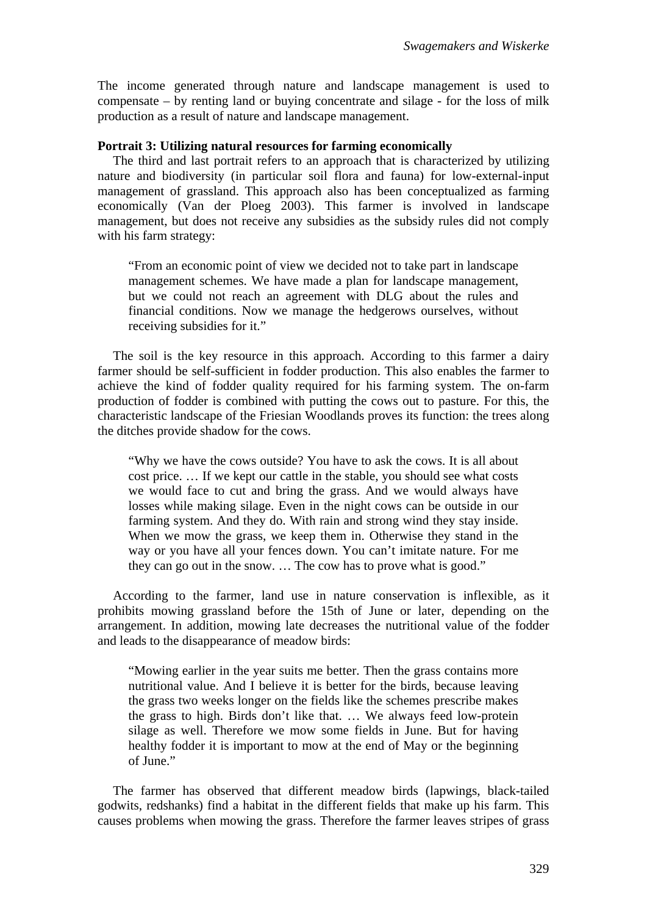The income generated through nature and landscape management is used to compensate – by renting land or buying concentrate and silage - for the loss of milk production as a result of nature and landscape management.

**Portrait 3: Utilizing natural resources for farming economically**

The third and last portrait refers to an approach that is characterized by utilizing nature and biodiversity (in particular soil flora and fauna) for low-external-input management of grassland. This approach also has been conceptualized as farming economically (Van der Ploeg 2003). This farmer is involved in landscape management, but does not receive any subsidies as the subsidy rules did not comply with his farm strategy:

> "From an economic point of view we decided not to take part in landscape management schemes. We have made a plan for landscape management, but we could not reach an agreement with DLG about the rules and financial conditions. Now we manage the hedgerows ourselves, without receiving subsidies for it."

The soil is the key resource in this approach. According to this farmer a dairy farmer should be self-sufficient in fodder production. This also enables the farmer to achieve the kind of fodder quality required for his farming system. The on-farm production of fodder is combined with putting the cows out to pasture. For this, the characteristic landscape of the Friesian Woodlands proves its function: the trees along the ditches provide shadow for the cows.

> "Why we have the cows outside? You have to ask the cows. It is all about cost price. … If we kept our cattle in the stable, you should see what costs we would face to cut and bring the grass. And we would always have losses while making silage. Even in the night cows can be outside in our farming system. And they do. With rain and strong wind they stay inside. When we mow the grass, we keep them in. Otherwise they stand in the way or you have all your fences down. You can't imitate nature. For me they can go out in the snow. … The cow has to prove what is good."

According to the farmer, land use in nature conservation is inflexible, as it prohibits mowing grassland before the 15th of June or later, depending on the arrangement. In addition, mowing late decreases the nutritional value of the fodder and leads to the disappearance of meadow birds:

> "Mowing earlier in the year suits me better. Then the grass contains more nutritional value. And I believe it is better for the birds, because leaving the grass two weeks longer on the fields like the schemes prescribe makes the grass to high. Birds don't like that. … We always feed low-protein silage as well. Therefore we mow some fields in June. But for having healthy fodder it is important to mow at the end of May or the beginning of June."

The farmer has observed that different meadow birds (lapwings, black-tailed godwits, redshanks) find a habitat in the different fields that make up his farm. This causes problems when mowing the grass. Therefore the farmer leaves stripes of grass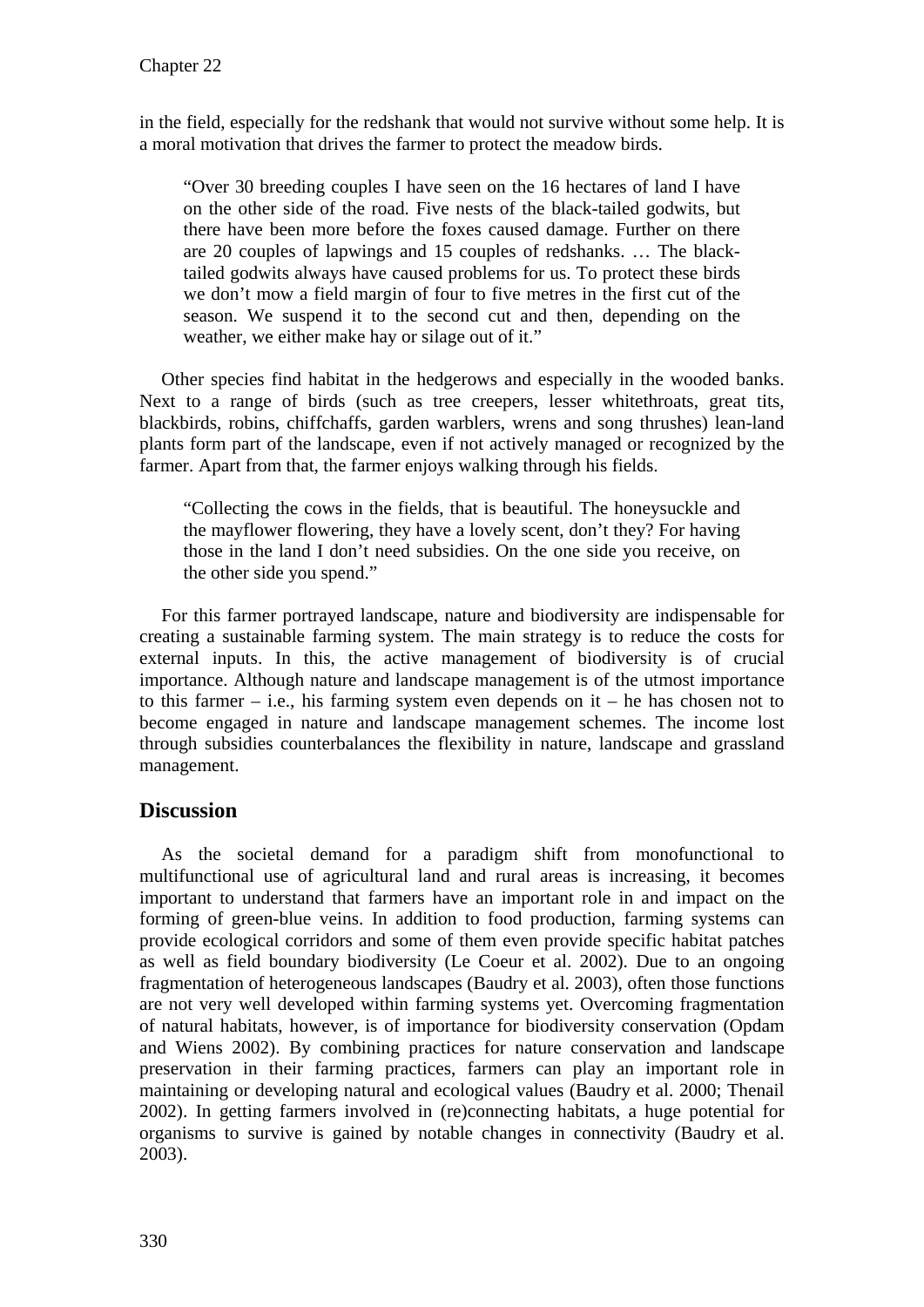in the field, especially for the redshank that would not survive without some help. It is a moral motivation that drives the farmer to protect the meadow birds.

> "Over 30 breeding couples I have seen on the 16 hectares of land I have on the other side of the road. Five nests of the black-tailed godwits, but there have been more before the foxes caused damage. Further on there are 20 couples of lapwings and 15 couples of redshanks. … The black-tailed godwits always have caused problems for us. To protect these birds we don't mow a field margin of four to five metres in the first cut of the season. We suspend it to the second cut and then, depending on the weather, we either make hay or silage out of it."

Other species find habitat in the hedgerows and especially in the wooded banks. Next to a range of birds (such as tree creepers, lesser whitethroats, great tits, blackbirds, robins, chiffchaffs, garden warblers, wrens and song thrushes) lean-land plants form part of the landscape, even if not actively managed or recognized by the farmer. Apart from that, the farmer enjoys walking through his fields.

> "Collecting the cows in the fields, that is beautiful. The honeysuckle and the mayflower flowering, they have a lovely scent, don't they? For having those in the land I don't need subsidies. On the one side you receive, on the other side you spend."

For this farmer portrayed landscape, nature and biodiversity are indispensable for creating a sustainable farming system. The main strategy is to reduce the costs for external inputs. In this, the active management of biodiversity is of crucial importance. Although nature and landscape management is of the utmost importance to this farmer – i.e., his farming system even depends on it – he has chosen not to become engaged in nature and landscape management schemes. The income lost through subsidies counterbalances the flexibility in nature, landscape and grassland management.

## Discussion

As the societal demand for a paradigm shift from monofunctional to multifunctional use of agricultural land and rural areas is increasing, it becomes important to understand that farmers have an important role in and impact on the forming of green-blue veins. In addition to food production, farming systems can provide ecological corridors and some of them even provide specific habitat patches as well as field boundary biodiversity (Le Coeur et al. 2002). Due to an ongoing fragmentation of heterogeneous landscapes (Baudry et al. 2003), often those functions are not very well developed within farming systems yet. Overcoming fragmentation of natural habitats, however, is of importance for biodiversity conservation (Opdam and Wiens 2002). By combining practices for nature conservation and landscape preservation in their farming practices, farmers can play an important role in maintaining or developing natural and ecological values (Baudry et al. 2000; Thenail 2002). In getting farmers involved in (re)connecting habitats, a huge potential for organisms to survive is gained by notable changes in connectivity (Baudry et al. 2003).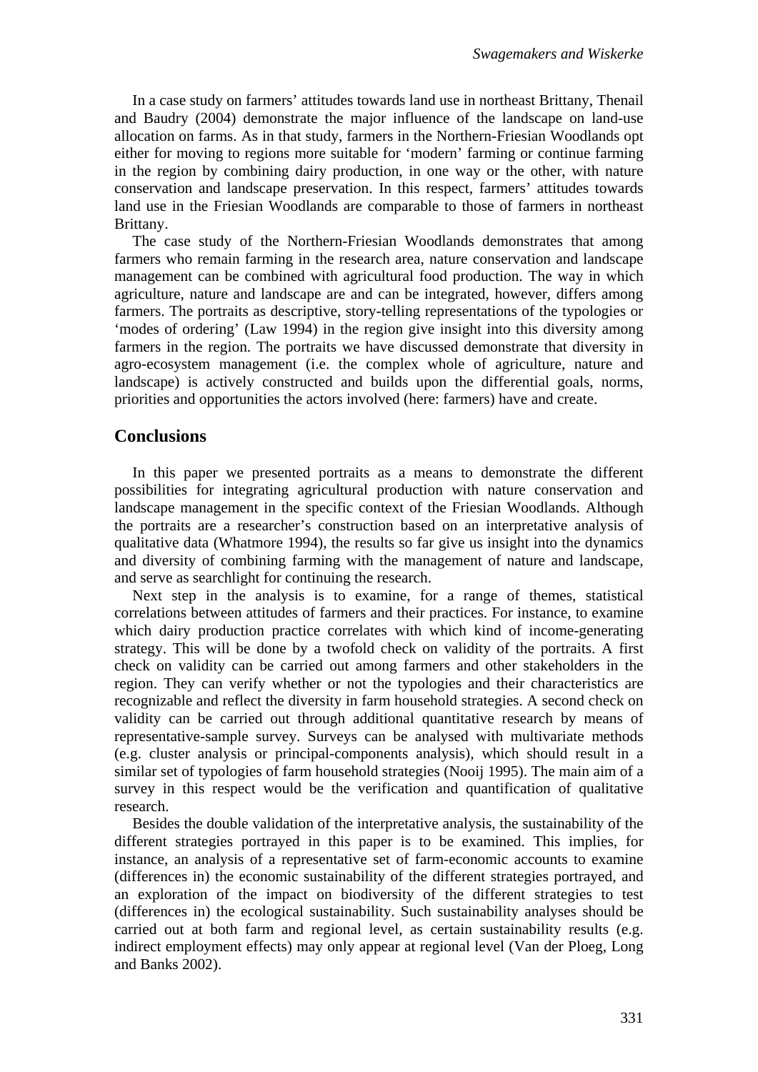In a case study on farmers' attitudes towards land use in northeast Brittany, Thenail and Baudry (2004) demonstrate the major influence of the landscape on land-use allocation on farms. As in that study, farmers in the Northern-Friesian Woodlands opt either for moving to regions more suitable for 'modern' farming or continue farming in the region by combining dairy production, in one way or the other, with nature conservation and landscape preservation. In this respect, farmers' attitudes towards land use in the Friesian Woodlands are comparable to those of farmers in northeast Brittany.

The case study of the Northern-Friesian Woodlands demonstrates that among farmers who remain farming in the research area, nature conservation and landscape management can be combined with agricultural food production. The way in which agriculture, nature and landscape are and can be integrated, however, differs among farmers. The portraits as descriptive, story-telling representations of the typologies or 'modes of ordering' (Law 1994) in the region give insight into this diversity among farmers in the region. The portraits we have discussed demonstrate that diversity in agro-ecosystem management (i.e. the complex whole of agriculture, nature and landscape) is actively constructed and builds upon the differential goals, norms, priorities and opportunities the actors involved (here: farmers) have and create.

## Conclusions

In this paper we presented portraits as a means to demonstrate the different possibilities for integrating agricultural production with nature conservation and landscape management in the specific context of the Friesian Woodlands. Although the portraits are a researcher's construction based on an interpretative analysis of qualitative data (Whatmore 1994), the results so far give us insight into the dynamics and diversity of combining farming with the management of nature and landscape, and serve as searchlight for continuing the research.

Next step in the analysis is to examine, for a range of themes, statistical correlations between attitudes of farmers and their practices. For instance, to examine which dairy production practice correlates with which kind of income-generating strategy. This will be done by a twofold check on validity of the portraits. A first check on validity can be carried out among farmers and other stakeholders in the region. They can verify whether or not the typologies and their characteristics are recognizable and reflect the diversity in farm household strategies. A second check on validity can be carried out through additional quantitative research by means of representative-sample survey. Surveys can be analysed with multivariate methods (e.g. cluster analysis or principal-components analysis), which should result in a similar set of typologies of farm household strategies (Nooij 1995). The main aim of a survey in this respect would be the verification and quantification of qualitative research.

Besides the double validation of the interpretative analysis, the sustainability of the different strategies portrayed in this paper is to be examined. This implies, for instance, an analysis of a representative set of farm-economic accounts to examine (differences in) the economic sustainability of the different strategies portrayed, and an exploration of the impact on biodiversity of the different strategies to test (differences in) the ecological sustainability. Such sustainability analyses should be carried out at both farm and regional level, as certain sustainability results (e.g. indirect employment effects) may only appear at regional level (Van der Ploeg, Long and Banks 2002).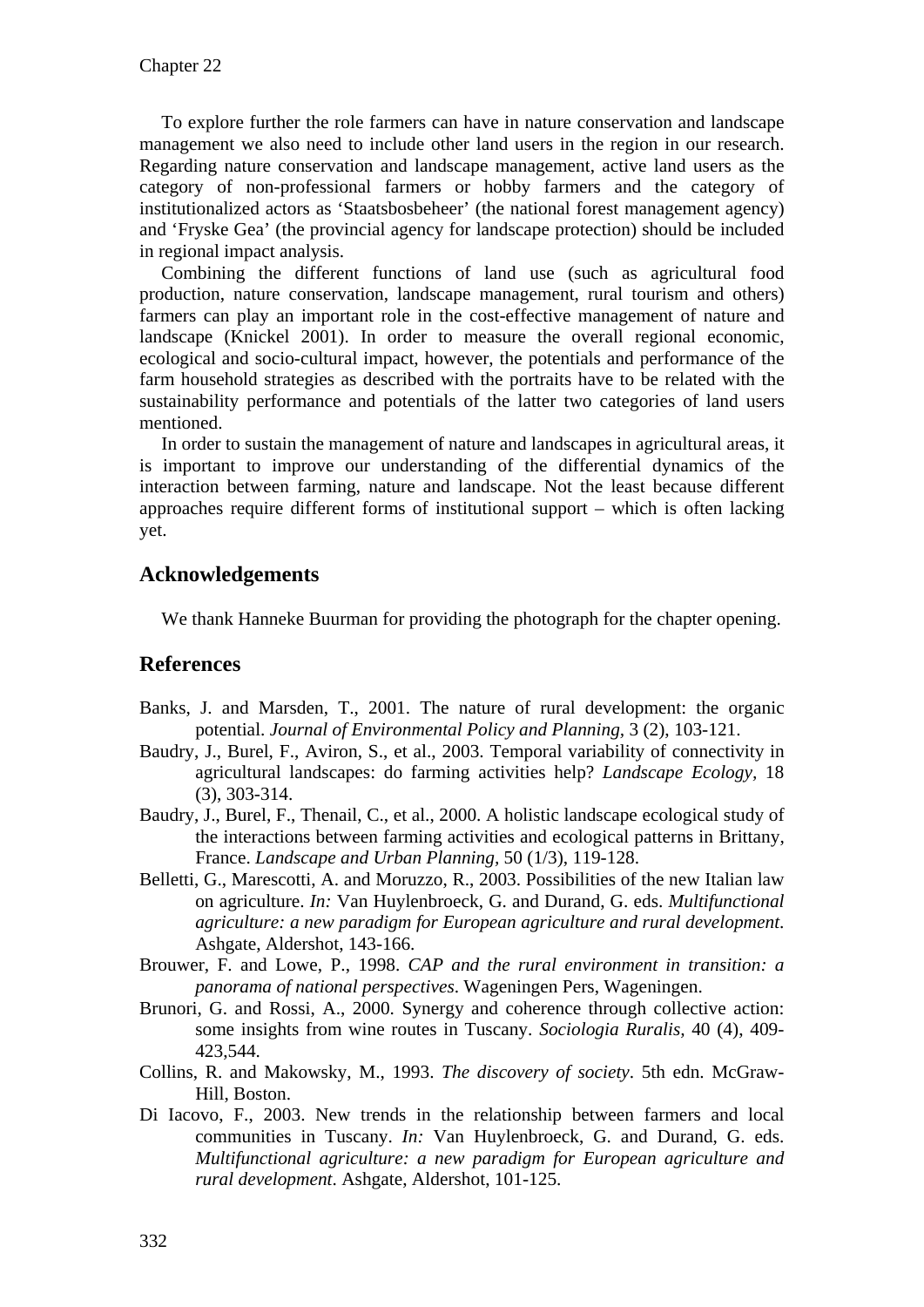To explore further the role farmers can have in nature conservation and landscape management we also need to include other land users in the region in our research. Regarding nature conservation and landscape management, active land users as the category of non-professional farmers or hobby farmers and the category of institutionalized actors as 'Staatsbosbeheer' (the national forest management agency) and 'Fryske Gea' (the provincial agency for landscape protection) should be included in regional impact analysis.

Combining the different functions of land use (such as agricultural food production, nature conservation, landscape management, rural tourism and others) farmers can play an important role in the cost-effective management of nature and landscape (Knickel 2001). In order to measure the overall regional economic, ecological and socio-cultural impact, however, the potentials and performance of the farm household strategies as described with the portraits have to be related with the sustainability performance and potentials of the latter two categories of land users mentioned.

In order to sustain the management of nature and landscapes in agricultural areas, it is important to improve our understanding of the differential dynamics of the interaction between farming, nature and landscape. Not the least because different approaches require different forms of institutional support – which is often lacking yet.

## Acknowledgements

We thank Hanneke Buurman for providing the photograph for the chapter opening.

## References

Banks, J. and Marsden, T., 2001. The nature of rural development: the organic potential. *Journal of Environmental Policy and Planning,* 3 (2), 103-121.

Baudry, J., Burel, F., Aviron, S., et al., 2003. Temporal variability of connectivity in agricultural landscapes: do farming activities help? *Landscape Ecology,* 18 (3), 303-314.

Baudry, J., Burel, F., Thenail, C., et al., 2000. A holistic landscape ecological study of the interactions between farming activities and ecological patterns in Brittany, France. *Landscape and Urban Planning,* 50 (1/3), 119-128.

Belletti, G., Marescotti, A. and Moruzzo, R., 2003. Possibilities of the new Italian law on agriculture. *In:* Van Huylenbroeck, G. and Durand, G. eds. *Multifunctional agriculture: a new paradigm for European agriculture and rural development*. Ashgate, Aldershot, 143-166.

Brouwer, F. and Lowe, P., 1998. *CAP and the rural environment in transition: a panorama of national perspectives*. Wageningen Pers, Wageningen.

Brunori, G. and Rossi, A., 2000. Synergy and coherence through collective action: some insights from wine routes in Tuscany. *Sociologia Ruralis,* 40 (4), 409-423,544.

Collins, R. and Makowsky, M., 1993. *The discovery of society*. 5th edn. McGraw-Hill, Boston.

Di Iacovo, F., 2003. New trends in the relationship between farmers and local communities in Tuscany. *In:* Van Huylenbroeck, G. and Durand, G. eds. *Multifunctional agriculture: a new paradigm for European agriculture and rural development*. Ashgate, Aldershot, 101-125.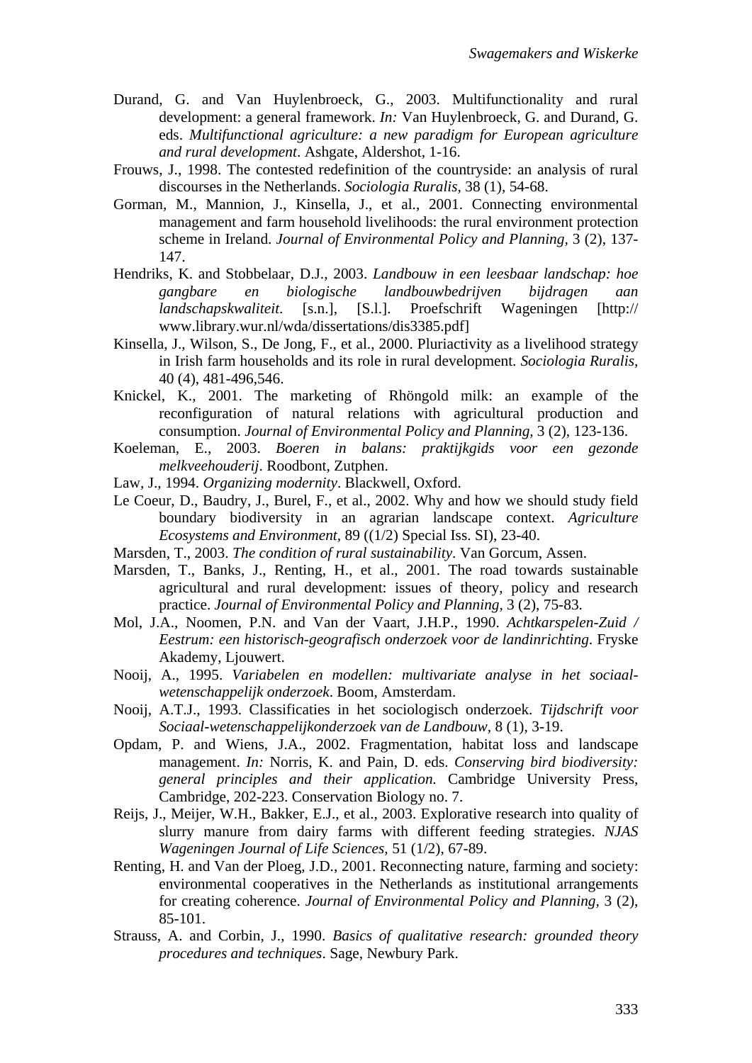Durand, G. and Van Huylenbroeck, G., 2003. Multifunctionality and rural development: a general framework. *In:* Van Huylenbroeck, G. and Durand, G. eds. *Multifunctional agriculture: a new paradigm for European agriculture and rural development*. Ashgate, Aldershot, 1-16.

Frouws, J., 1998. The contested redefinition of the countryside: an analysis of rural discourses in the Netherlands. *Sociologia Ruralis,* 38 (1), 54-68.

Gorman, M., Mannion, J., Kinsella, J., et al., 2001. Connecting environmental management and farm household livelihoods: the rural environment protection scheme in Ireland. *Journal of Environmental Policy and Planning,* 3 (2), 137-147.

Hendriks, K. and Stobbelaar, D.J., 2003. *Landbouw in een leesbaar landschap: hoe gangbare en biologische landbouwbedrijven bijdragen aan landschapskwaliteit*. [s.n.], [S.l.]. Proefschrift Wageningen [http:// www.library.wur.nl/wda/dissertations/dis3385.pdf]

Kinsella, J., Wilson, S., De Jong, F., et al., 2000. Pluriactivity as a livelihood strategy in Irish farm households and its role in rural development. *Sociologia Ruralis,* 40 (4), 481-496,546.

Knickel, K., 2001. The marketing of Rhöngold milk: an example of the reconfiguration of natural relations with agricultural production and consumption. *Journal of Environmental Policy and Planning,* 3 (2), 123-136.

Koeleman, E., 2003. *Boeren in balans: praktijkgids voor een gezonde melkveehouderij*. Roodbont, Zutphen.

Law, J., 1994. *Organizing modernity*. Blackwell, Oxford.

Le Coeur, D., Baudry, J., Burel, F., et al., 2002. Why and how we should study field boundary biodiversity in an agrarian landscape context. *Agriculture Ecosystems and Environment,* 89 ((1/2) Special Iss. SI), 23-40.

Marsden, T., 2003. *The condition of rural sustainability*. Van Gorcum, Assen.

Marsden, T., Banks, J., Renting, H., et al., 2001. The road towards sustainable agricultural and rural development: issues of theory, policy and research practice. *Journal of Environmental Policy and Planning,* 3 (2), 75-83.

Mol, J.A., Noomen, P.N. and Van der Vaart, J.H.P., 1990. *Achtkarspelen-Zuid / Eestrum: een historisch-geografisch onderzoek voor de landinrichting*. Fryske Akademy, Ljouwert.

Nooij, A., 1995. *Variabelen en modellen: multivariate analyse in het sociaal-wetenschappelijk onderzoek*. Boom, Amsterdam.

Nooij, A.T.J., 1993. Classificaties in het sociologisch onderzoek. *Tijdschrift voor Sociaal-wetenschappelijkonderzoek van de Landbouw*, 8 (1), 3-19.

Opdam, P. and Wiens, J.A., 2002. Fragmentation, habitat loss and landscape management. *In:* Norris, K. and Pain, D. eds. *Conserving bird biodiversity: general principles and their application.* Cambridge University Press, Cambridge, 202-223. Conservation Biology no. 7.

Reijs, J., Meijer, W.H., Bakker, E.J., et al., 2003. Explorative research into quality of slurry manure from dairy farms with different feeding strategies. *NJAS Wageningen Journal of Life Sciences*, 51 (1/2), 67-89.

Renting, H. and Van der Ploeg, J.D., 2001. Reconnecting nature, farming and society: environmental cooperatives in the Netherlands as institutional arrangements for creating coherence. *Journal of Environmental Policy and Planning,* 3 (2), 85-101.

Strauss, A. and Corbin, J., 1990. *Basics of qualitative research: grounded theory procedures and techniques*. Sage, Newbury Park.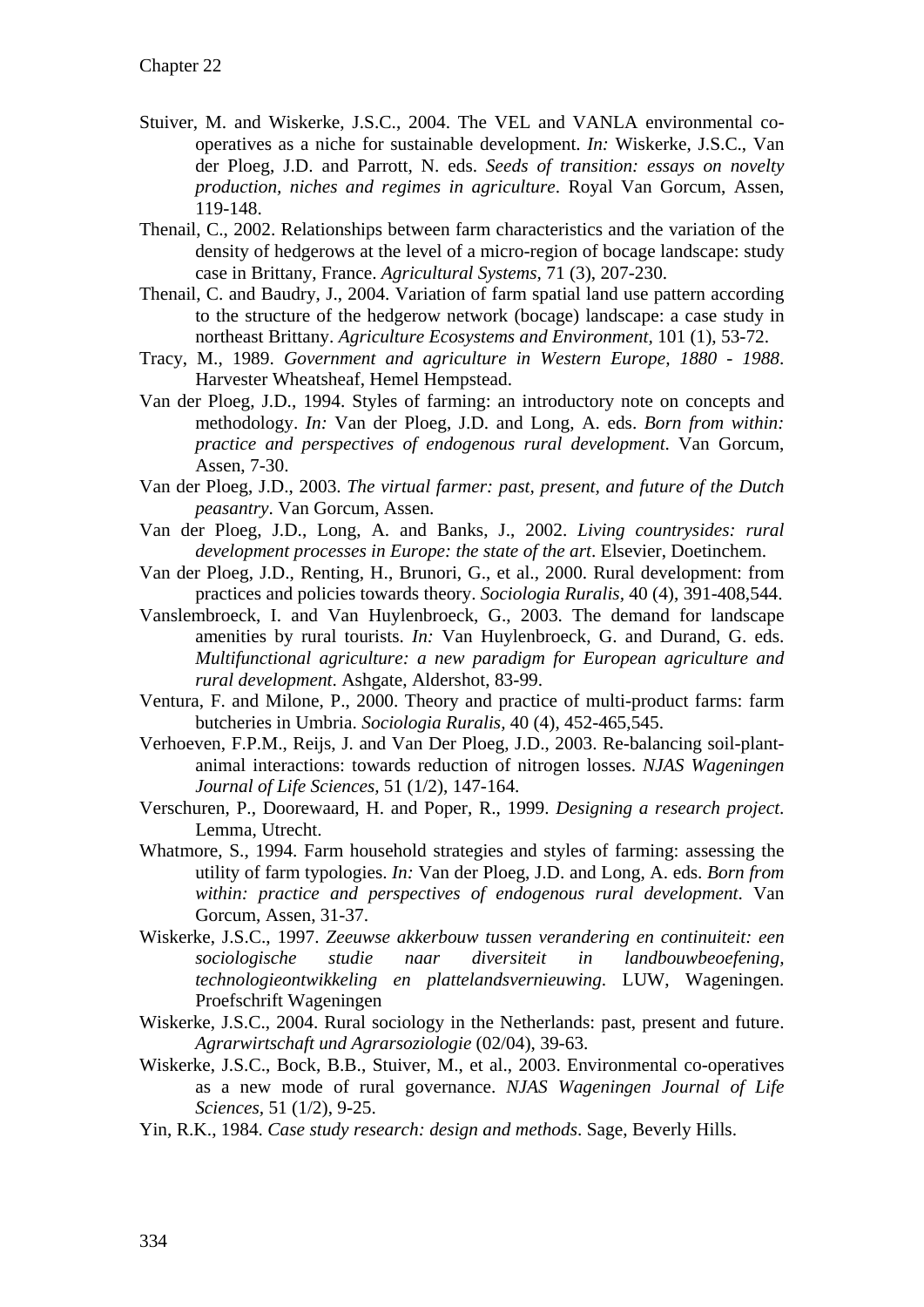Stuiver, M. and Wiskerke, J.S.C., 2004. The VEL and VANLA environmental co-operatives as a niche for sustainable development. *In:* Wiskerke, J.S.C., Van der Ploeg, J.D. and Parrott, N. eds. *Seeds of transition: essays on novelty production, niches and regimes in agriculture*. Royal Van Gorcum, Assen, 119-148.

Thenail, C., 2002. Relationships between farm characteristics and the variation of the density of hedgerows at the level of a micro-region of bocage landscape: study case in Brittany, France. *Agricultural Systems*, 71 (3), 207-230.

Thenail, C. and Baudry, J., 2004. Variation of farm spatial land use pattern according to the structure of the hedgerow network (bocage) landscape: a case study in northeast Brittany. *Agriculture Ecosystems and Environment*, 101 (1), 53-72.

Tracy, M., 1989. *Government and agriculture in Western Europe, 1880 - 1988*. Harvester Wheatsheaf, Hemel Hempstead.

Van der Ploeg, J.D., 1994. Styles of farming: an introductory note on concepts and methodology. *In:* Van der Ploeg, J.D. and Long, A. eds. *Born from within: practice and perspectives of endogenous rural development*. Van Gorcum, Assen, 7-30.

Van der Ploeg, J.D., 2003. *The virtual farmer: past, present, and future of the Dutch peasantry*. Van Gorcum, Assen.

Van der Ploeg, J.D., Long, A. and Banks, J., 2002. *Living countrysides: rural development processes in Europe: the state of the art*. Elsevier, Doetinchem.

Van der Ploeg, J.D., Renting, H., Brunori, G., et al., 2000. Rural development: from practices and policies towards theory. *Sociologia Ruralis*, 40 (4), 391-408,544.

Vanslembroeck, I. and Van Huylenbroeck, G., 2003. The demand for landscape amenities by rural tourists. *In:* Van Huylenbroeck, G. and Durand, G. eds. *Multifunctional agriculture: a new paradigm for European agriculture and rural development*. Ashgate, Aldershot, 83-99.

Ventura, F. and Milone, P., 2000. Theory and practice of multi-product farms: farm butcheries in Umbria. *Sociologia Ruralis*, 40 (4), 452-465,545.

Verhoeven, F.P.M., Reijs, J. and Van Der Ploeg, J.D., 2003. Re-balancing soil-plant-animal interactions: towards reduction of nitrogen losses. *NJAS Wageningen Journal of Life Sciences*, 51 (1/2), 147-164.

Verschuren, P., Doorewaard, H. and Poper, R., 1999. *Designing a research project*. Lemma, Utrecht.

Whatmore, S., 1994. Farm household strategies and styles of farming: assessing the utility of farm typologies. *In:* Van der Ploeg, J.D. and Long, A. eds. *Born from within: practice and perspectives of endogenous rural development*. Van Gorcum, Assen, 31-37.

Wiskerke, J.S.C., 1997. *Zeeuwse akkerbouw tussen verandering en continuiteit: een sociologische studie naar diversiteit in landbouwbeoefening, technologieontwikkeling en plattelandsvernieuwing*. LUW, Wageningen. Proefschrift Wageningen

Wiskerke, J.S.C., 2004. Rural sociology in the Netherlands: past, present and future. *Agrarwirtschaft und Agrarsoziologie* (02/04), 39-63.

Wiskerke, J.S.C., Bock, B.B., Stuiver, M., et al., 2003. Environmental co-operatives as a new mode of rural governance. *NJAS Wageningen Journal of Life Sciences*, 51 (1/2), 9-25.

Yin, R.K., 1984. *Case study research: design and methods*. Sage, Beverly Hills.